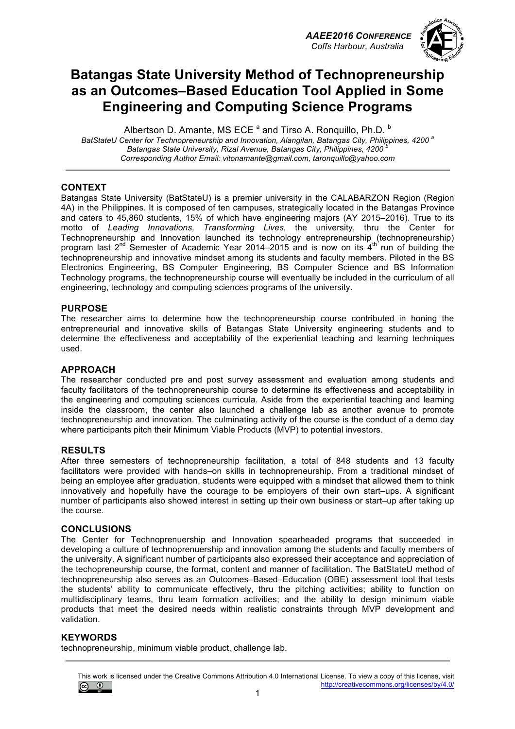# Batangas State University Method of Technopreneurship as an Outcomes–Based Education Tool Applied in Some Engineering and Computing Science Programs

Albertson D. Amante, MS ECE [a] and Tirso A. Ronquillo, Ph.D. [b]

*BatStateU Center for Technopreneurship and Innovation, Alangilan, Batangas City, Philippines, 4200* [a]
*Batangas State University, Rizal Avenue, Batangas City, Philippines, 4200* [b]
*Corresponding Author Email: vitonamante@gmail.com, taronquillo@yahoo.com*

## CONTEXT

Batangas State University (BatStateU) is a premier university in the CALABARZON Region (Region 4A) in the Philippines. It is composed of ten campuses, strategically located in the Batangas Province and caters to 45,860 students, 15% of which have engineering majors (AY 2015–2016). True to its motto of *Leading Innovations, Transforming Lives*, the university, thru the Center for Technopreneurship and Innovation launched its technology entrepreneurship (technopreneurship) program last 2nd Semester of Academic Year 2014–2015 and is now on its 4th run of building the technopreneurship and innovative mindset among its students and faculty members. Piloted in the BS Electronics Engineering, BS Computer Engineering, BS Computer Science and BS Information Technology programs, the technopreneurship course will eventually be included in the curriculum of all engineering, technology and computing sciences programs of the university.

## PURPOSE

The researcher aims to determine how the technopreneurship course contributed in honing the entrepreneurial and innovative skills of Batangas State University engineering students and to determine the effectiveness and acceptability of the experiential teaching and learning techniques used.

## APPROACH

The researcher conducted pre and post survey assessment and evaluation among students and faculty facilitators of the technopreneurship course to determine its effectiveness and acceptability in the engineering and computing sciences curricula. Aside from the experiential teaching and learning inside the classroom, the center also launched a challenge lab as another avenue to promote technopreneurship and innovation. The culminating activity of the course is the conduct of a demo day where participants pitch their Minimum Viable Products (MVP) to potential investors.

## RESULTS

After three semesters of technopreneurship facilitation, a total of 848 students and 13 faculty facilitators were provided with hands–on skills in technopreneurship. From a traditional mindset of being an employee after graduation, students were equipped with a mindset that allowed them to think innovatively and hopefully have the courage to be employers of their own start–ups. A significant number of participants also showed interest in setting up their own business or start–up after taking up the course.

## CONCLUSIONS

The Center for Technoprenuership and Innovation spearheaded programs that succeeded in developing a culture of technoprenuership and innovation among the students and faculty members of the university. A significant number of participants also expressed their acceptance and appreciation of the techopreneurship course, the format, content and manner of facilitation. The BatStateU method of technopreneurship also serves as an Outcomes–Based–Education (OBE) assessment tool that tests the students' ability to communicate effectively, thru the pitching activities; ability to function on multidisciplinary teams, thru team formation activities; and the ability to design minimum viable products that meet the desired needs within realistic constraints through MVP development and validation.

## KEYWORDS

technopreneurship, minimum viable product, challenge lab.

This work is licensed under the Creative Commons Attribution 4.0 International License. To view a copy of this license, visit http://creativecommons.org/licenses/by/4.0/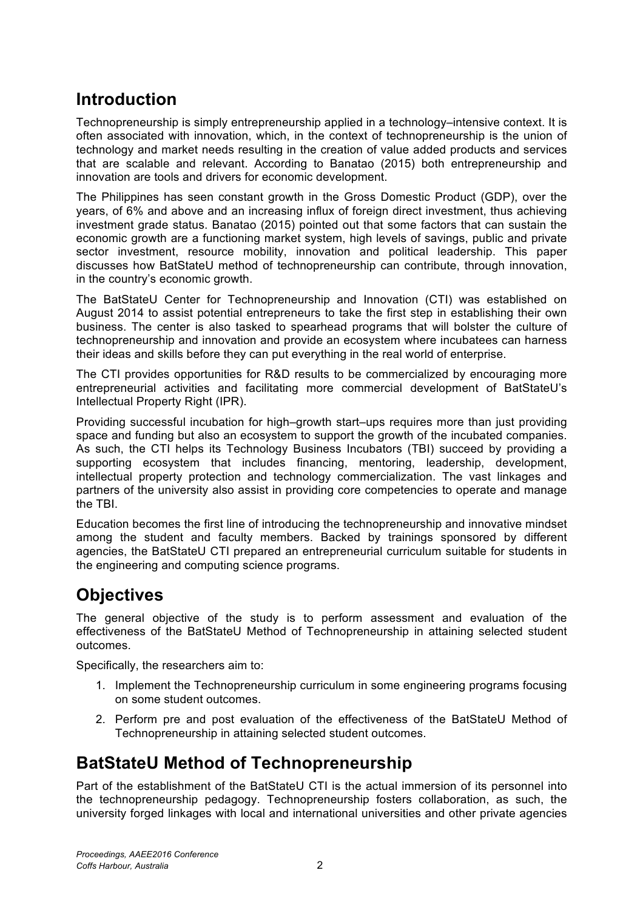## Introduction

Technopreneurship is simply entrepreneurship applied in a technology–intensive context. It is often associated with innovation, which, in the context of technopreneurship is the union of technology and market needs resulting in the creation of value added products and services that are scalable and relevant. According to Banatao (2015) both entrepreneurship and innovation are tools and drivers for economic development.

The Philippines has seen constant growth in the Gross Domestic Product (GDP), over the years, of 6% and above and an increasing influx of foreign direct investment, thus achieving investment grade status. Banatao (2015) pointed out that some factors that can sustain the economic growth are a functioning market system, high levels of savings, public and private sector investment, resource mobility, innovation and political leadership. This paper discusses how BatStateU method of technopreneurship can contribute, through innovation, in the country's economic growth.

The BatStateU Center for Technopreneurship and Innovation (CTI) was established on August 2014 to assist potential entrepreneurs to take the first step in establishing their own business. The center is also tasked to spearhead programs that will bolster the culture of technopreneurship and innovation and provide an ecosystem where incubatees can harness their ideas and skills before they can put everything in the real world of enterprise.

The CTI provides opportunities for R&D results to be commercialized by encouraging more entrepreneurial activities and facilitating more commercial development of BatStateU's Intellectual Property Right (IPR).

Providing successful incubation for high–growth start–ups requires more than just providing space and funding but also an ecosystem to support the growth of the incubated companies. As such, the CTI helps its Technology Business Incubators (TBI) succeed by providing a supporting ecosystem that includes financing, mentoring, leadership, development, intellectual property protection and technology commercialization. The vast linkages and partners of the university also assist in providing core competencies to operate and manage the TBI.

Education becomes the first line of introducing the technopreneurship and innovative mindset among the student and faculty members. Backed by trainings sponsored by different agencies, the BatStateU CTI prepared an entrepreneurial curriculum suitable for students in the engineering and computing science programs.

## Objectives

The general objective of the study is to perform assessment and evaluation of the effectiveness of the BatStateU Method of Technopreneurship in attaining selected student outcomes.

Specifically, the researchers aim to:

1. Implement the Technopreneurship curriculum in some engineering programs focusing on some student outcomes.
2. Perform pre and post evaluation of the effectiveness of the BatStateU Method of Technopreneurship in attaining selected student outcomes.

## BatStateU Method of Technopreneurship

Part of the establishment of the BatStateU CTI is the actual immersion of its personnel into the technopreneurship pedagogy. Technopreneurship fosters collaboration, as such, the university forged linkages with local and international universities and other private agencies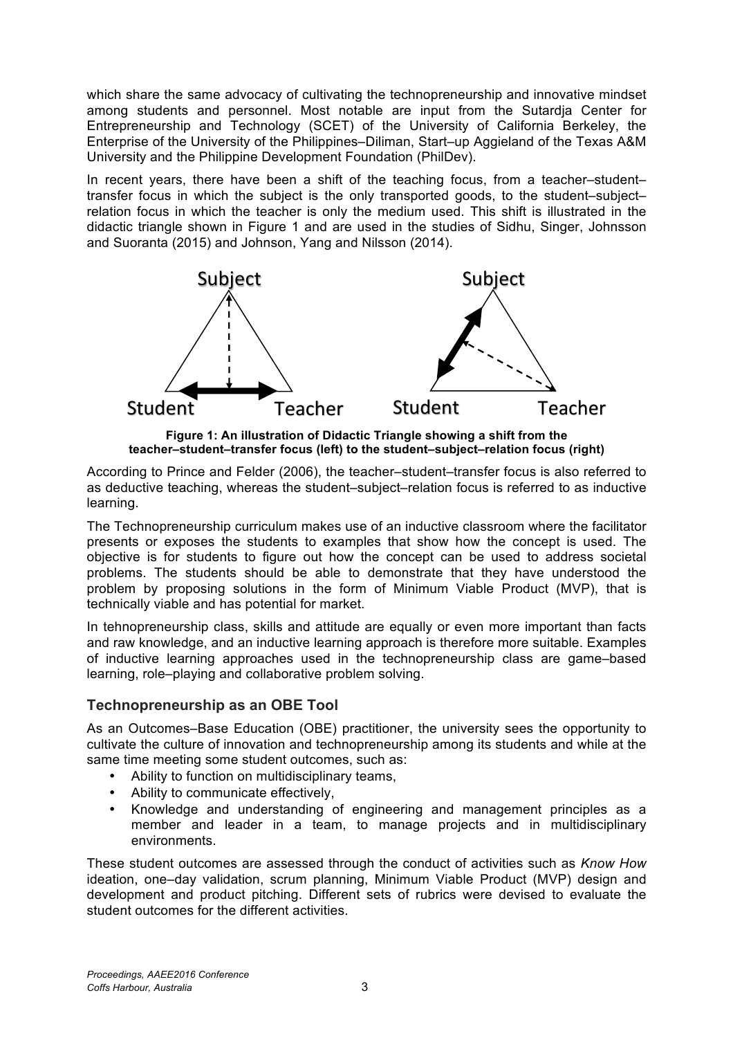which share the same advocacy of cultivating the technopreneurship and innovative mindset among students and personnel. Most notable are input from the Sutardja Center for Entrepreneurship and Technology (SCET) of the University of California Berkeley, the Enterprise of the University of the Philippines–Diliman, Start–up Aggieland of the Texas A&M University and the Philippine Development Foundation (PhilDev).

In recent years, there have been a shift of the teaching focus, from a teacher–student–transfer focus in which the subject is the only transported goods, to the student–subject–relation focus in which the teacher is only the medium used. This shift is illustrated in the didactic triangle shown in Figure 1 and are used in the studies of Sidhu, Singer, Johnsson and Suoranta (2015) and Johnson, Yang and Nilsson (2014).

**Figure 1: An illustration of Didactic Triangle showing a shift from the teacher–student–transfer focus (left) to the student–subject–relation focus (right)**

According to Prince and Felder (2006), the teacher–student–transfer focus is also referred to as deductive teaching, whereas the student–subject–relation focus is referred to as inductive learning.

The Technopreneurship curriculum makes use of an inductive classroom where the facilitator presents or exposes the students to examples that show how the concept is used. The objective is for students to figure out how the concept can be used to address societal problems. The students should be able to demonstrate that they have understood the problem by proposing solutions in the form of Minimum Viable Product (MVP), that is technically viable and has potential for market.

In tehnopreneurship class, skills and attitude are equally or even more important than facts and raw knowledge, and an inductive learning approach is therefore more suitable. Examples of inductive learning approaches used in the technopreneurship class are game–based learning, role–playing and collaborative problem solving.

## Technopreneurship as an OBE Tool

As an Outcomes–Base Education (OBE) practitioner, the university sees the opportunity to cultivate the culture of innovation and technopreneurship among its students and while at the same time meeting some student outcomes, such as:

- Ability to function on multidisciplinary teams,
- Ability to communicate effectively,
- Knowledge and understanding of engineering and management principles as a member and leader in a team, to manage projects and in multidisciplinary environments.

These student outcomes are assessed through the conduct of activities such as *Know How* ideation, one–day validation, scrum planning, Minimum Viable Product (MVP) design and development and product pitching. Different sets of rubrics were devised to evaluate the student outcomes for the different activities.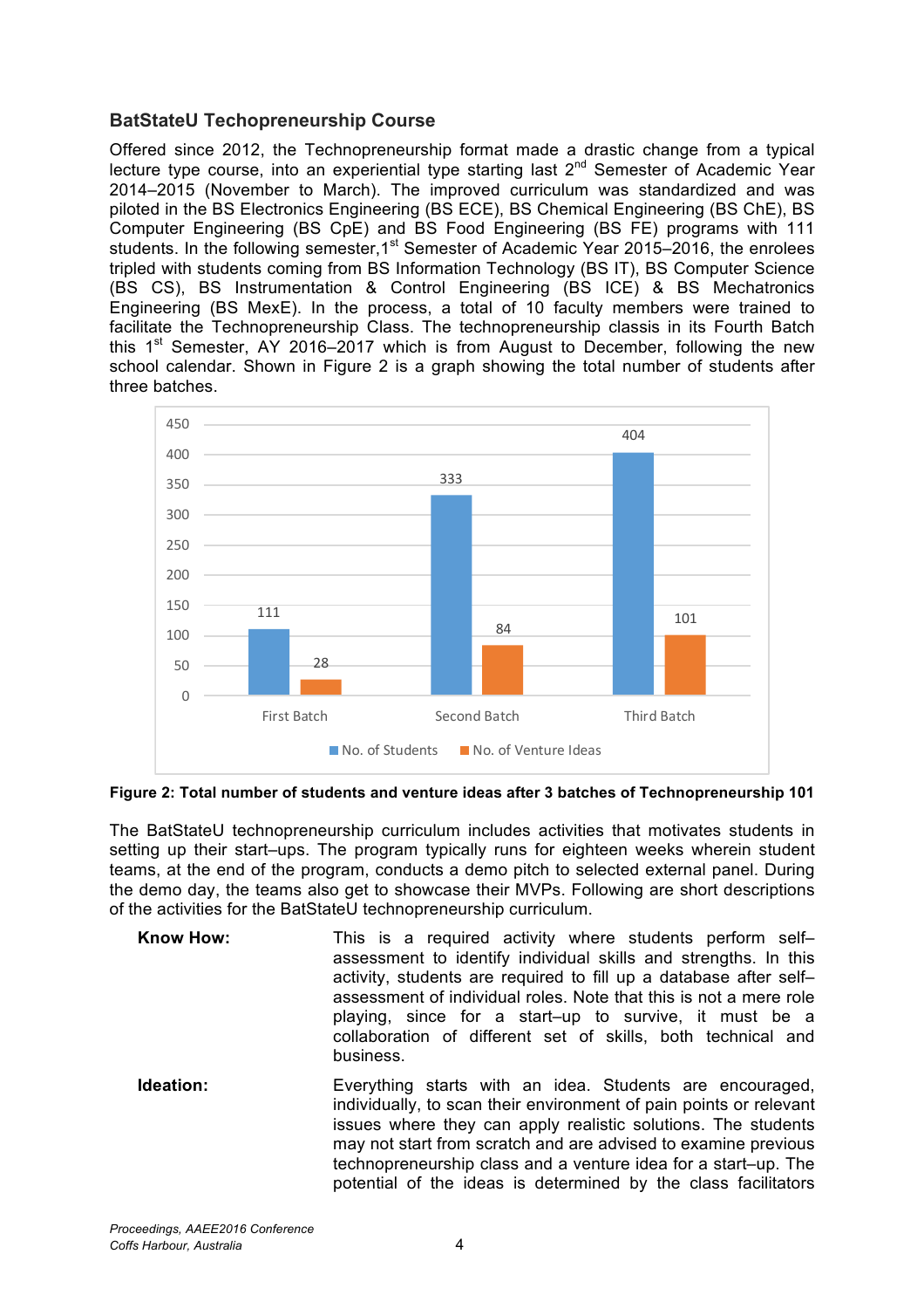### BatStateU Techopreneurship Course

Offered since 2012, the Technopreneurship format made a drastic change from a typical lecture type course, into an experiential type starting last 2nd Semester of Academic Year 2014–2015 (November to March). The improved curriculum was standardized and was piloted in the BS Electronics Engineering (BS ECE), BS Chemical Engineering (BS ChE), BS Computer Engineering (BS CpE) and BS Food Engineering (BS FE) programs with 111 students. In the following semester, 1st Semester of Academic Year 2015–2016, the enrolees tripled with students coming from BS Information Technology (BS IT), BS Computer Science (BS CS), BS Instrumentation & Control Engineering (BS ICE) & BS Mechatronics Engineering (BS MexE). In the process, a total of 10 faculty members were trained to facilitate the Technopreneurship Class. The technopreneurship classis in its Fourth Batch this 1st Semester, AY 2016–2017 which is from August to December, following the new school calendar. Shown in Figure 2 is a graph showing the total number of students after three batches.

| | No. of Students | No. of Venture Ideas |
|---|---|---|
| First Batch | 111 | 28 |
| Second Batch | 333 | 84 |
| Third Batch | 404 | 101 |

**Figure 2: Total number of students and venture ideas after 3 batches of Technopreneurship 101**

The BatStateU technopreneurship curriculum includes activities that motivates students in setting up their start–ups. The program typically runs for eighteen weeks wherein student teams, at the end of the program, conducts a demo pitch to selected external panel. During the demo day, the teams also get to showcase their MVPs. Following are short descriptions of the activities for the BatStateU technopreneurship curriculum.

**Know How:** This is a required activity where students perform self–assessment to identify individual skills and strengths. In this activity, students are required to fill up a database after self–assessment of individual roles. Note that this is not a mere role playing, since for a start–up to survive, it must be a collaboration of different set of skills, both technical and business.

**Ideation:** Everything starts with an idea. Students are encouraged, individually, to scan their environment of pain points or relevant issues where they can apply realistic solutions. The students may not start from scratch and are advised to examine previous technopreneurship class and a venture idea for a start–up. The potential of the ideas is determined by the class facilitators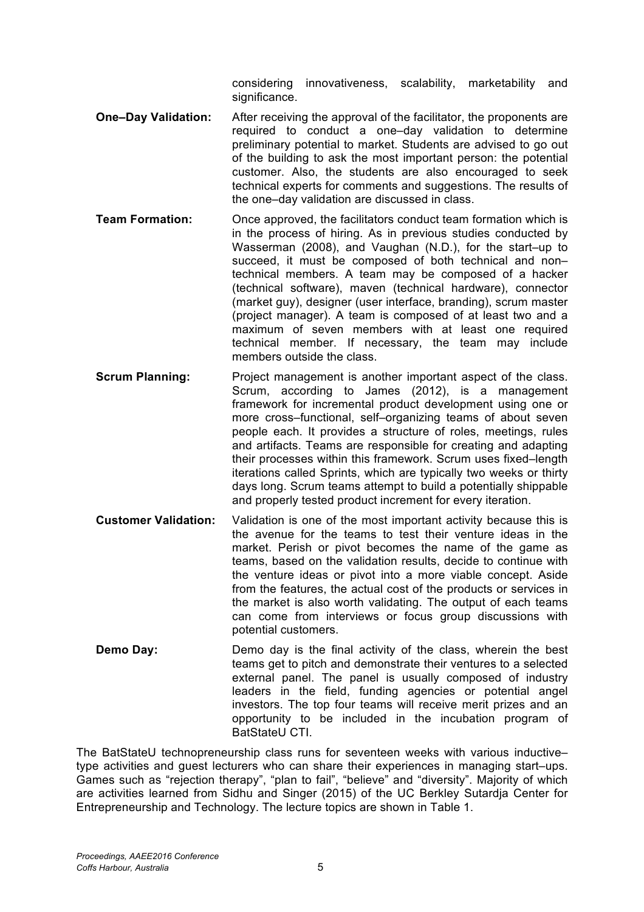considering innovativeness, scalability, marketability and significance.

**One–Day Validation:** After receiving the approval of the facilitator, the proponents are required to conduct a one–day validation to determine preliminary potential to market. Students are advised to go out of the building to ask the most important person: the potential customer. Also, the students are also encouraged to seek technical experts for comments and suggestions. The results of the one–day validation are discussed in class.

**Team Formation:** Once approved, the facilitators conduct team formation which is in the process of hiring. As in previous studies conducted by Wasserman (2008), and Vaughan (N.D.), for the start–up to succeed, it must be composed of both technical and non–technical members. A team may be composed of a hacker (technical software), maven (technical hardware), connector (market guy), designer (user interface, branding), scrum master (project manager). A team is composed of at least two and a maximum of seven members with at least one required technical member. If necessary, the team may include members outside the class.

**Scrum Planning:** Project management is another important aspect of the class. Scrum, according to James (2012), is a management framework for incremental product development using one or more cross–functional, self–organizing teams of about seven people each. It provides a structure of roles, meetings, rules and artifacts. Teams are responsible for creating and adapting their processes within this framework. Scrum uses fixed–length iterations called Sprints, which are typically two weeks or thirty days long. Scrum teams attempt to build a potentially shippable and properly tested product increment for every iteration.

**Customer Validation:** Validation is one of the most important activity because this is the avenue for the teams to test their venture ideas in the market. Perish or pivot becomes the name of the game as teams, based on the validation results, decide to continue with the venture ideas or pivot into a more viable concept. Aside from the features, the actual cost of the products or services in the market is also worth validating. The output of each teams can come from interviews or focus group discussions with potential customers.

**Demo Day:** Demo day is the final activity of the class, wherein the best teams get to pitch and demonstrate their ventures to a selected external panel. The panel is usually composed of industry leaders in the field, funding agencies or potential angel investors. The top four teams will receive merit prizes and an opportunity to be included in the incubation program of BatStateU CTI.

The BatStateU technopreneurship class runs for seventeen weeks with various inductive–type activities and guest lecturers who can share their experiences in managing start–ups. Games such as "rejection therapy", "plan to fail", "believe" and "diversity". Majority of which are activities learned from Sidhu and Singer (2015) of the UC Berkley Sutardja Center for Entrepreneurship and Technology. The lecture topics are shown in Table 1.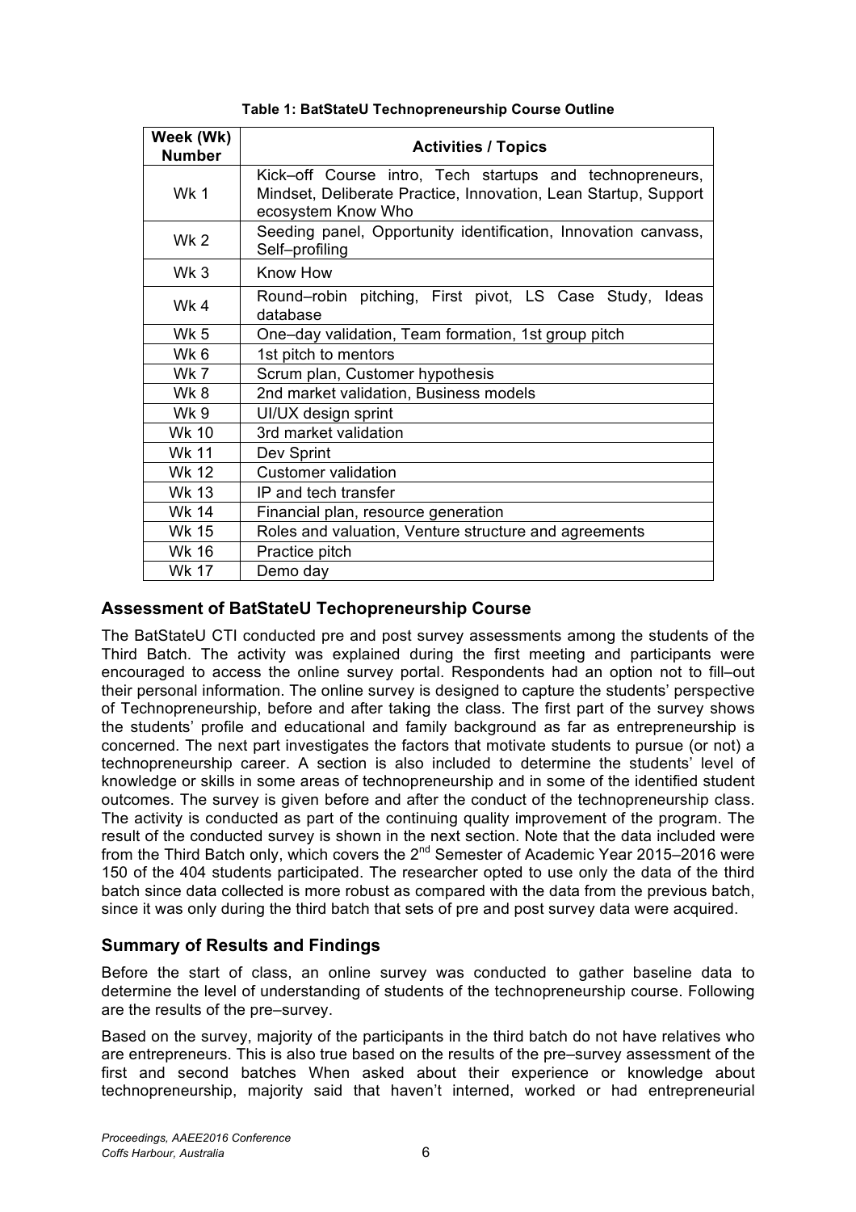**Table 1: BatStateU Technopreneurship Course Outline**

| Week (Wk) Number | Activities / Topics |
| --- | --- |
| Wk 1 | Kick–off Course intro, Tech startups and technopreneurs, Mindset, Deliberate Practice, Innovation, Lean Startup, Support ecosystem Know Who |
| Wk 2 | Seeding panel, Opportunity identification, Innovation canvass, Self–profiling |
| Wk 3 | Know How |
| Wk 4 | Round–robin pitching, First pivot, LS Case Study, Ideas database |
| Wk 5 | One–day validation, Team formation, 1st group pitch |
| Wk 6 | 1st pitch to mentors |
| Wk 7 | Scrum plan, Customer hypothesis |
| Wk 8 | 2nd market validation, Business models |
| Wk 9 | UI/UX design sprint |
| Wk 10 | 3rd market validation |
| Wk 11 | Dev Sprint |
| Wk 12 | Customer validation |
| Wk 13 | IP and tech transfer |
| Wk 14 | Financial plan, resource generation |
| Wk 15 | Roles and valuation, Venture structure and agreements |
| Wk 16 | Practice pitch |
| Wk 17 | Demo day |

## Assessment of BatStateU Techopreneurship Course

The BatStateU CTI conducted pre and post survey assessments among the students of the Third Batch. The activity was explained during the first meeting and participants were encouraged to access the online survey portal. Respondents had an option not to fill–out their personal information. The online survey is designed to capture the students' perspective of Technopreneurship, before and after taking the class. The first part of the survey shows the students' profile and educational and family background as far as entrepreneurship is concerned. The next part investigates the factors that motivate students to pursue (or not) a technopreneurship career. A section is also included to determine the students' level of knowledge or skills in some areas of technopreneurship and in some of the identified student outcomes. The survey is given before and after the conduct of the technopreneurship class. The activity is conducted as part of the continuing quality improvement of the program. The result of the conducted survey is shown in the next section. Note that the data included were from the Third Batch only, which covers the 2nd Semester of Academic Year 2015–2016 were 150 of the 404 students participated. The researcher opted to use only the data of the third batch since data collected is more robust as compared with the data from the previous batch, since it was only during the third batch that sets of pre and post survey data were acquired.

## Summary of Results and Findings

Before the start of class, an online survey was conducted to gather baseline data to determine the level of understanding of students of the technopreneurship course. Following are the results of the pre–survey.

Based on the survey, majority of the participants in the third batch do not have relatives who are entrepreneurs. This is also true based on the results of the pre–survey assessment of the first and second batches When asked about their experience or knowledge about technopreneurship, majority said that haven't interned, worked or had entrepreneurial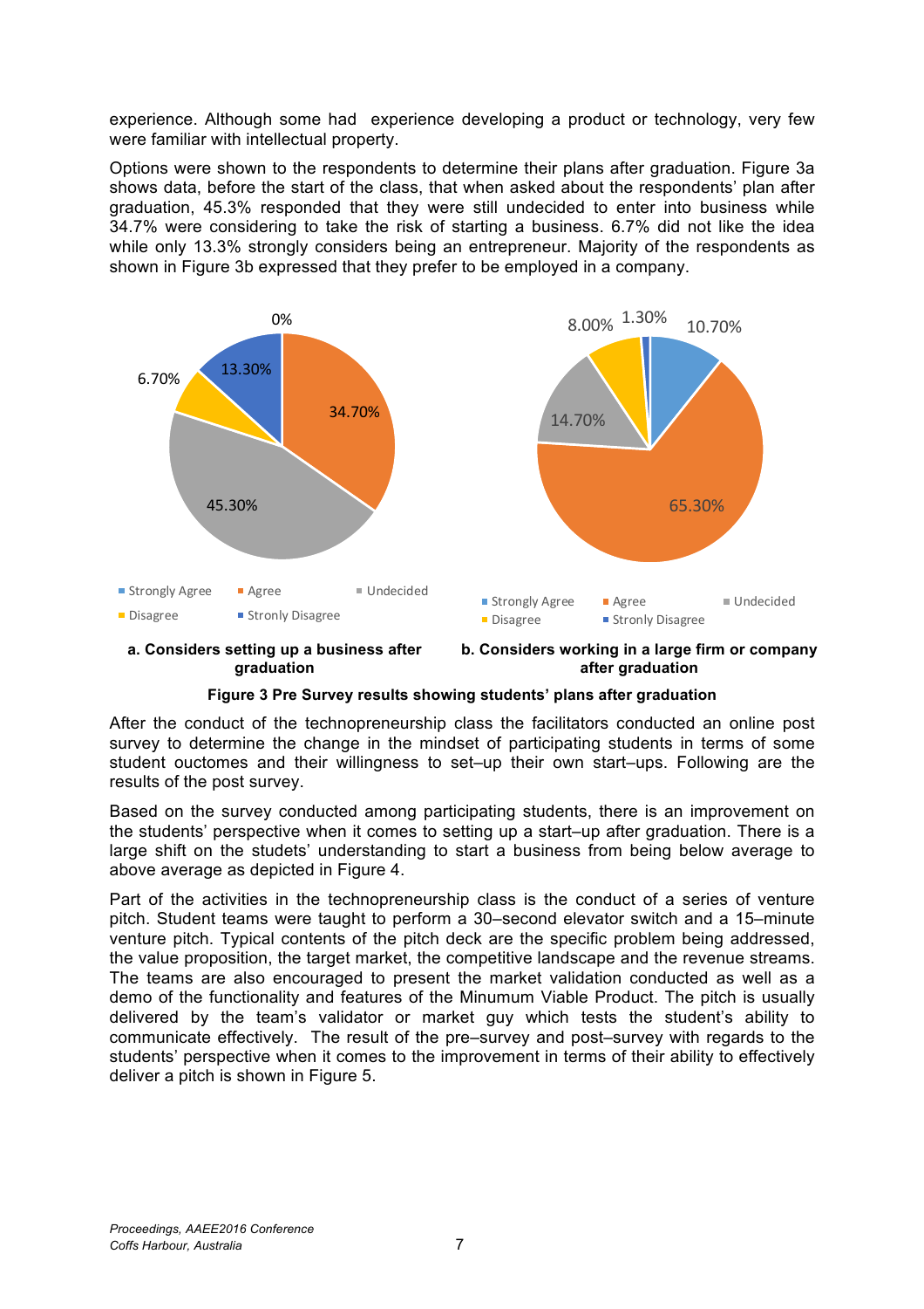experience. Although some had experience developing a product or technology, very few were familiar with intellectual property.

Options were shown to the respondents to determine their plans after graduation. Figure 3a shows data, before the start of the class, that when asked about the respondents' plan after graduation, 45.3% responded that they were still undecided to enter into business while 34.7% were considering to take the risk of starting a business. 6.7% did not like the idea while only 13.3% strongly considers being an entrepreneur. Majority of the respondents as shown in Figure 3b expressed that they prefer to be employed in a company.

0%

13.30%

6.70%

34.70%

45.30%

Strongly Agree  Agree  Undecided  Disagree  Stronly Disagree

**a. Considers setting up a business after graduation**

8.00%  1.30%  10.70%

14.70%

65.30%

Strongly Agree  Agree  Undecided  Disagree  Stronly Disagree

**b. Considers working in a large firm or company after graduation**

**Figure 3 Pre Survey results showing students' plans after graduation**

After the conduct of the technopreneurship class the facilitators conducted an online post survey to determine the change in the mindset of participating students in terms of some student ouctomes and their willingness to set–up their own start–ups. Following are the results of the post survey.

Based on the survey conducted among participating students, there is an improvement on the students' perspective when it comes to setting up a start–up after graduation. There is a large shift on the studets' understanding to start a business from being below average to above average as depicted in Figure 4.

Part of the activities in the technopreneurship class is the conduct of a series of venture pitch. Student teams were taught to perform a 30–second elevator switch and a 15–minute venture pitch. Typical contents of the pitch deck are the specific problem being addressed, the value proposition, the target market, the competitive landscape and the revenue streams. The teams are also encouraged to present the market validation conducted as well as a demo of the functionality and features of the Minumum Viable Product. The pitch is usually delivered by the team's validator or market guy which tests the student's ability to communicate effectively. The result of the pre–survey and post–survey with regards to the students' perspective when it comes to the improvement in terms of their ability to effectively deliver a pitch is shown in Figure 5.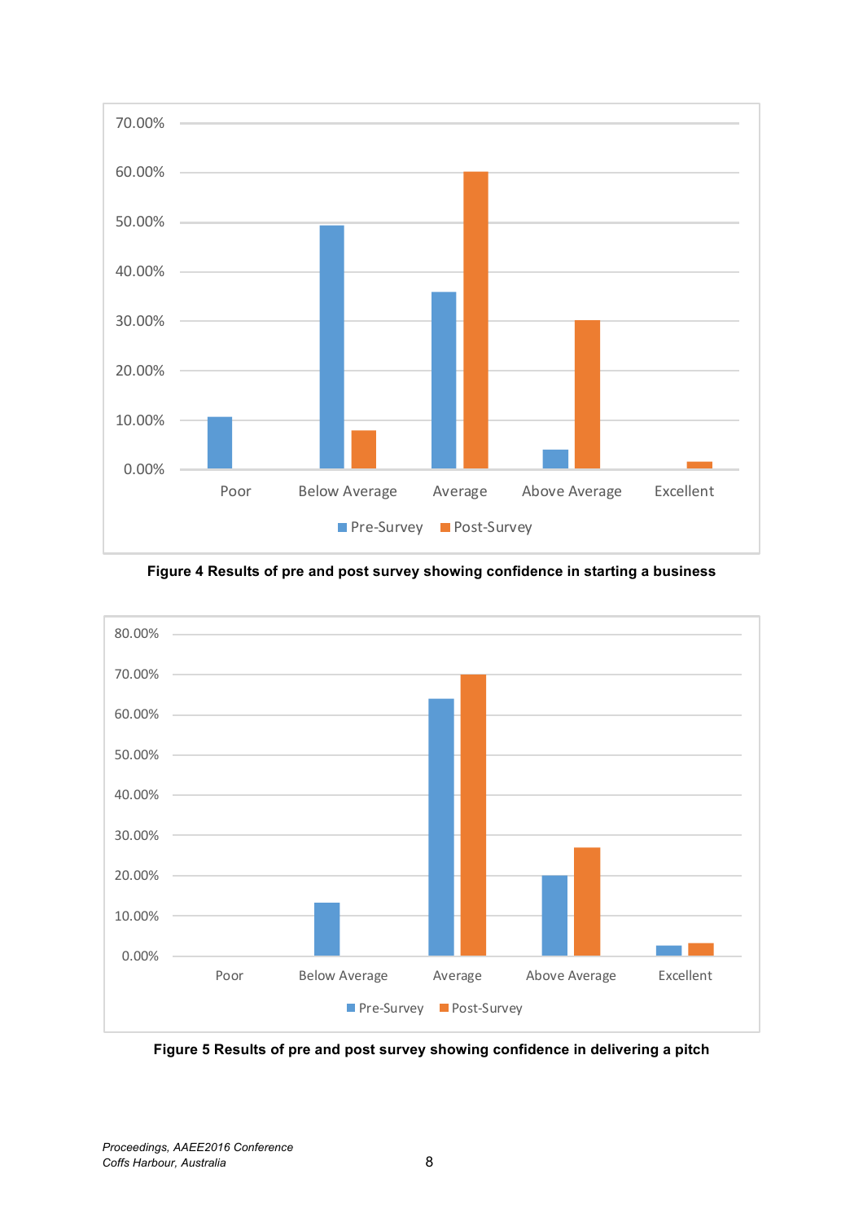Figure 4 Results of pre and post survey showing confidence in starting a business

Figure 5 Results of pre and post survey showing confidence in delivering a pitch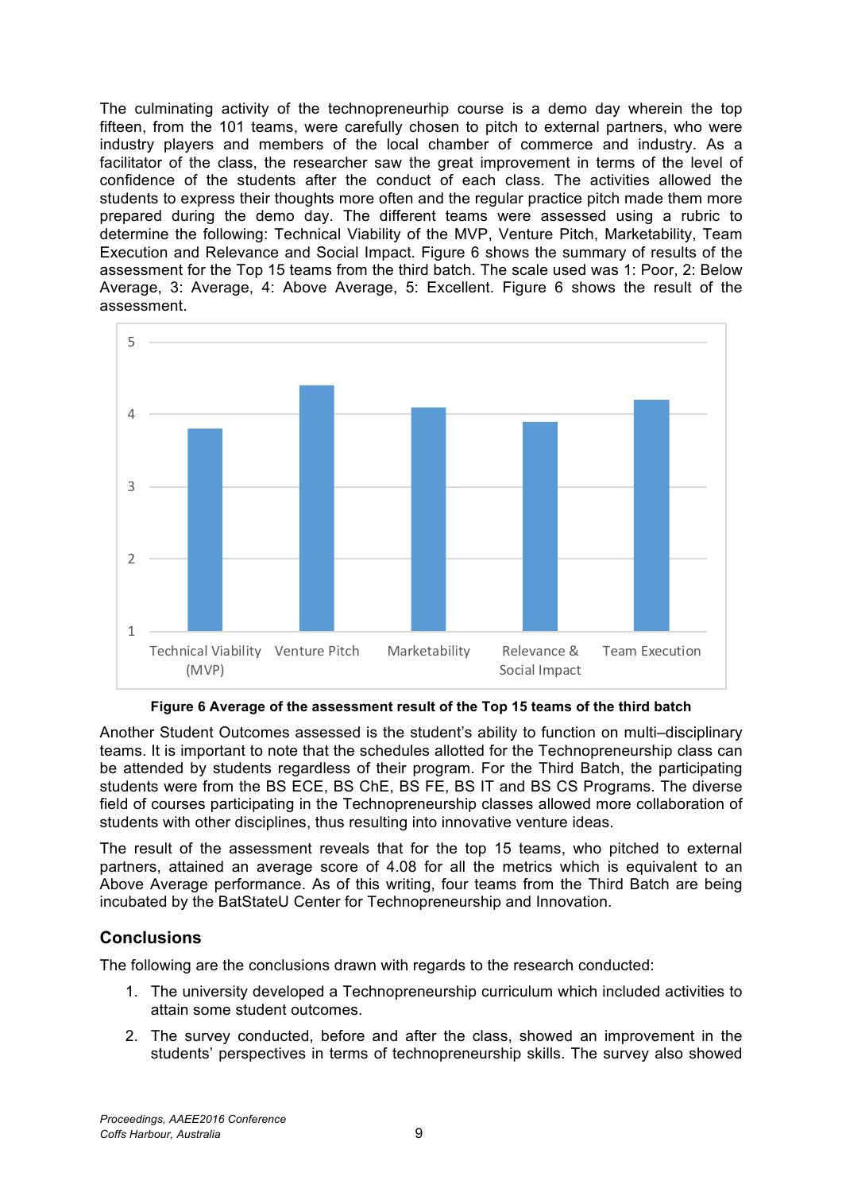The culminating activity of the technopreneurhip course is a demo day wherein the top fifteen, from the 101 teams, were carefully chosen to pitch to external partners, who were industry players and members of the local chamber of commerce and industry. As a facilitator of the class, the researcher saw the great improvement in terms of the level of confidence of the students after the conduct of each class. The activities allowed the students to express their thoughts more often and the regular practice pitch made them more prepared during the demo day. The different teams were assessed using a rubric to determine the following: Technical Viability of the MVP, Venture Pitch, Marketability, Team Execution and Relevance and Social Impact. Figure 6 shows the summary of results of the assessment for the Top 15 teams from the third batch. The scale used was 1: Poor, 2: Below Average, 3: Average, 4: Above Average, 5: Excellent. Figure 6 shows the result of the assessment.

**Figure 6 Average of the assessment result of the Top 15 teams of the third batch**

Another Student Outcomes assessed is the student's ability to function on multi–disciplinary teams. It is important to note that the schedules allotted for the Technopreneurship class can be attended by students regardless of their program. For the Third Batch, the participating students were from the BS ECE, BS ChE, BS FE, BS IT and BS CS Programs. The diverse field of courses participating in the Technopreneurship classes allowed more collaboration of students with other disciplines, thus resulting into innovative venture ideas.

The result of the assessment reveals that for the top 15 teams, who pitched to external partners, attained an average score of 4.08 for all the metrics which is equivalent to an Above Average performance. As of this writing, four teams from the Third Batch are being incubated by the BatStateU Center for Technopreneurship and Innovation.

## Conclusions

The following are the conclusions drawn with regards to the research conducted:

1. The university developed a Technopreneurship curriculum which included activities to attain some student outcomes.
2. The survey conducted, before and after the class, showed an improvement in the students' perspectives in terms of technopreneurship skills. The survey also showed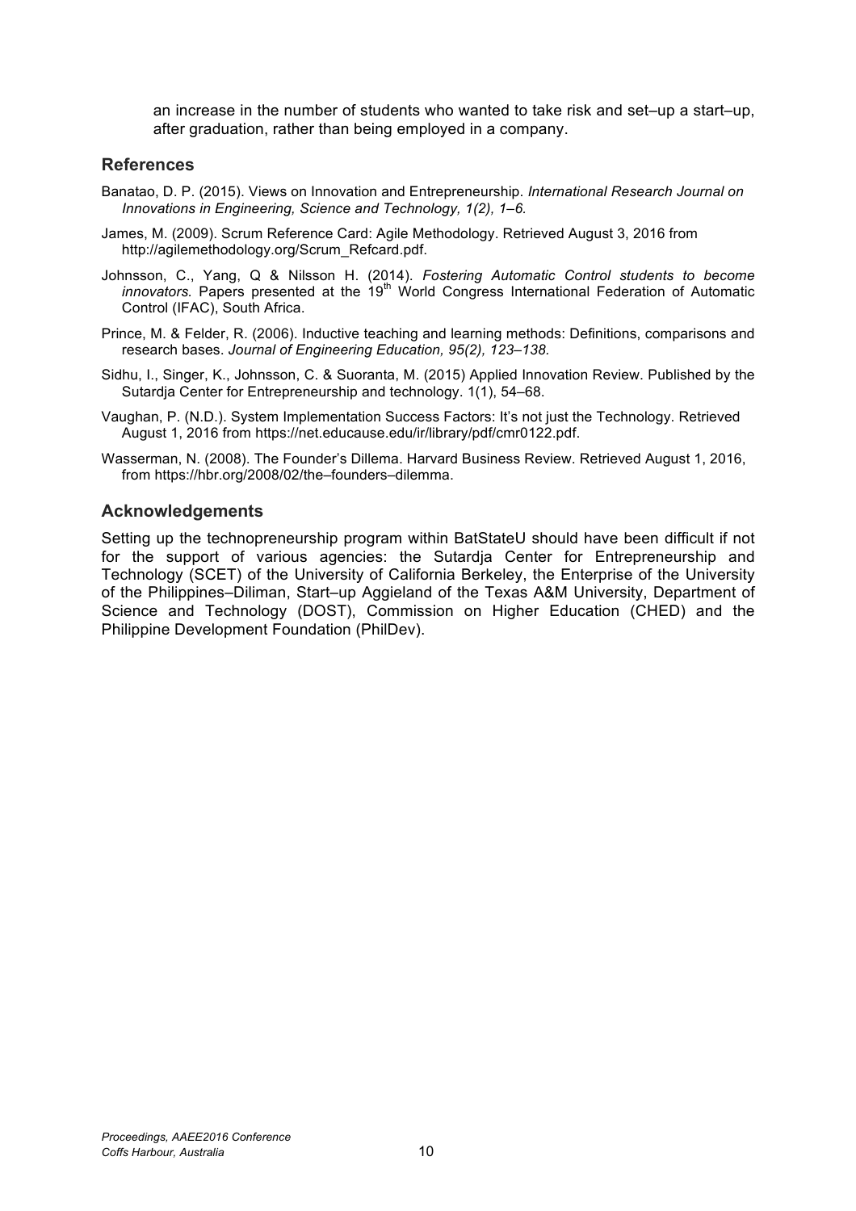an increase in the number of students who wanted to take risk and set–up a start–up, after graduation, rather than being employed in a company.

## References

Banatao, D. P. (2015). Views on Innovation and Entrepreneurship. *International Research Journal on Innovations in Engineering, Science and Technology, 1(2), 1–6.*

James, M. (2009). Scrum Reference Card: Agile Methodology. Retrieved August 3, 2016 from http://agilemethodology.org/Scrum_Refcard.pdf.

Johnsson, C., Yang, Q & Nilsson H. (2014). *Fostering Automatic Control students to become innovators.* Papers presented at the 19th World Congress International Federation of Automatic Control (IFAC), South Africa.

Prince, M. & Felder, R. (2006). Inductive teaching and learning methods: Definitions, comparisons and research bases. *Journal of Engineering Education, 95(2), 123–138.*

Sidhu, I., Singer, K., Johnsson, C. & Suoranta, M. (2015) Applied Innovation Review. Published by the Sutardja Center for Entrepreneurship and technology. 1(1), 54–68.

Vaughan, P. (N.D.). System Implementation Success Factors: It's not just the Technology. Retrieved August 1, 2016 from https://net.educause.edu/ir/library/pdf/cmr0122.pdf.

Wasserman, N. (2008). The Founder's Dillema. Harvard Business Review. Retrieved August 1, 2016, from https://hbr.org/2008/02/the–founders–dilemma.

## Acknowledgements

Setting up the technopreneurship program within BatStateU should have been difficult if not for the support of various agencies: the Sutardja Center for Entrepreneurship and Technology (SCET) of the University of California Berkeley, the Enterprise of the University of the Philippines–Diliman, Start–up Aggieland of the Texas A&M University, Department of Science and Technology (DOST), Commission on Higher Education (CHED) and the Philippine Development Foundation (PhilDev).